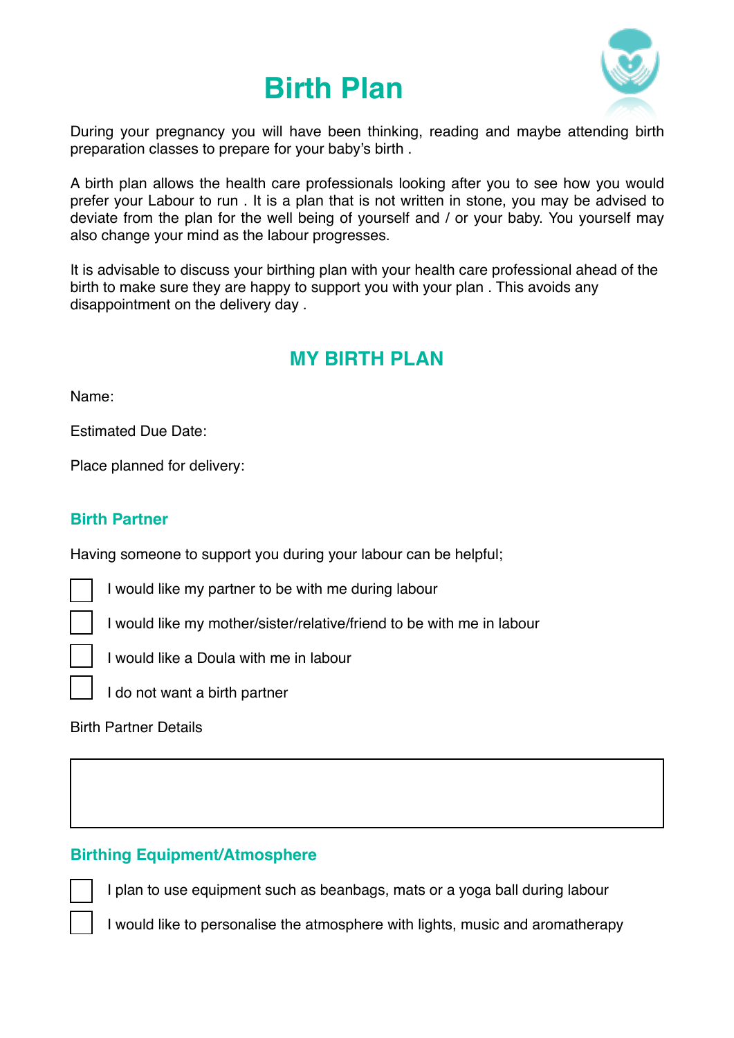# Birth Plan

During your pregnancy you will have been thinking, reading and maybe attending birth preparation classes to prepare for your baby's birth .

A birth plan allows the health care professionals looking after you to see how you would prefer your Labour to run . It is a plan that is not written in stone, you may be advised to deviate from the plan for the well being of yourself and / or your baby. You yourself may also change your mind as the labour progresses.

It is advisable to discuss your birthing plan with your health care professional ahead of the birth to make sure they are happy to support you with your plan . This avoids any disappointment on the delivery day .

## MY BIRTH PLAN

Name:

Estimated Due Date:

Place planned for delivery:

### Birth Partner

Having someone to support you during your labour can be helpful;

- [ ] I would like my partner to be with me during labour
- [ ] I would like my mother/sister/relative/friend to be with me in labour
- [ ] I would like a Doula with me in labour
- [ ] I do not want a birth partner

Birth Partner Details

|   |
|---|
|   |

### Birthing Equipment/Atmosphere

- [ ] I plan to use equipment such as beanbags, mats or a yoga ball during labour
- [ ] I would like to personalise the atmosphere with lights, music and aromatherapy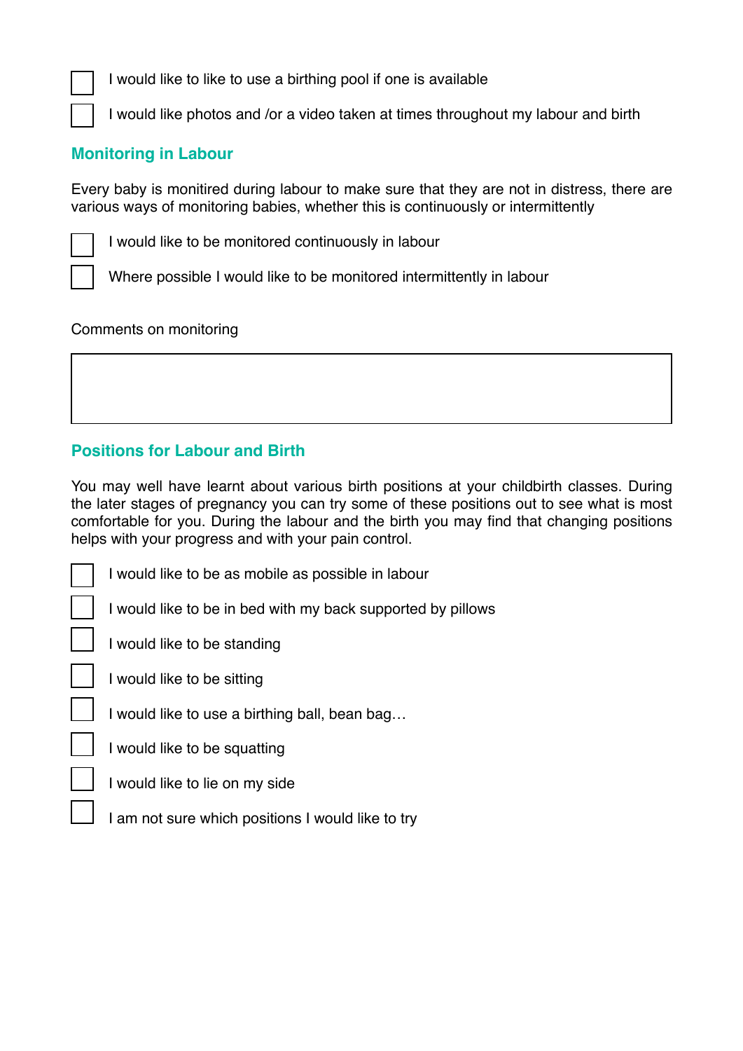- [ ] I would like to like to use a birthing pool if one is available
- [ ] I would like photos and /or a video taken at times throughout my labour and birth

## Monitoring in Labour

Every baby is monitired during labour to make sure that they are not in distress, there are various ways of monitoring babies, whether this is continuously or intermittently

- [ ] I would like to be monitored continuously in labour
- [ ] Where possible I would like to be monitored intermittently in labour

Comments on monitoring

|   |
|---|
|   |

## Positions for Labour and Birth

You may well have learnt about various birth positions at your childbirth classes. During the later stages of pregnancy you can try some of these positions out to see what is most comfortable for you. During the labour and the birth you may find that changing positions helps with your progress and with your pain control.

- [ ] I would like to be as mobile as possible in labour
- [ ] I would like to be in bed with my back supported by pillows
- [ ] I would like to be standing
- [ ] I would like to be sitting
- [ ] I would like to use a birthing ball, bean bag…
- [ ] I would like to be squatting
- [ ] I would like to lie on my side
- [ ] I am not sure which positions I would like to try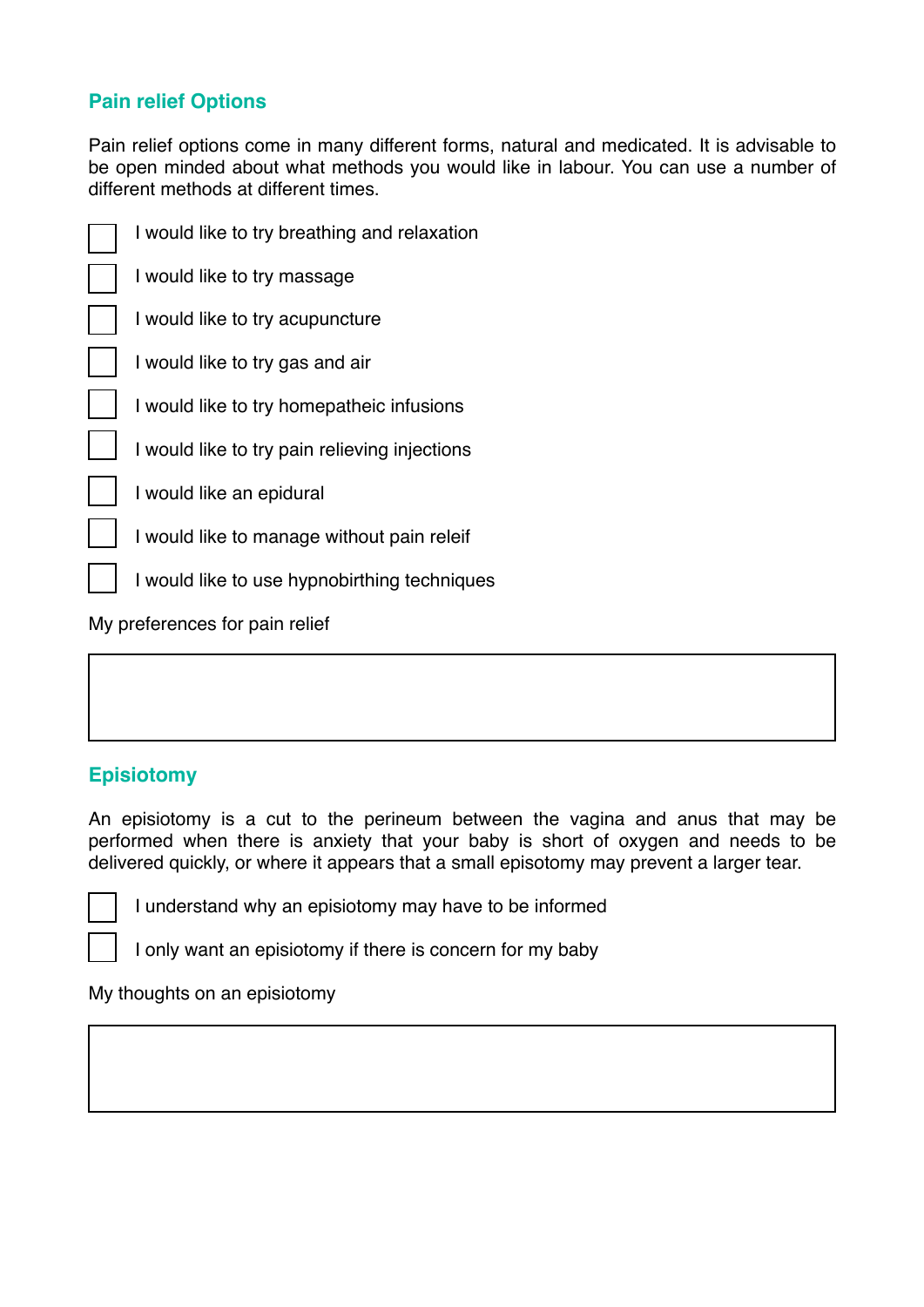## Pain relief Options

Pain relief options come in many different forms, natural and medicated. It is advisable to be open minded about what methods you would like in labour. You can use a number of different methods at different times.

- [ ] I would like to try breathing and relaxation
- [ ] I would like to try massage
- [ ] I would like to try acupuncture
- [ ] I would like to try gas and air
- [ ] I would like to try homepatheic infusions
- [ ] I would like to try pain relieving injections
- [ ] I would like an epidural
- [ ] I would like to manage without pain releif
- [ ] I would like to use hypnobirthing techniques

My preferences for pain relief

| |
|---|
| |

## Episiotomy

An episiotomy is a cut to the perineum between the vagina and anus that may be performed when there is anxiety that your baby is short of oxygen and needs to be delivered quickly, or where it appears that a small episotomy may prevent a larger tear.

- [ ] I understand why an episiotomy may have to be informed
- [ ] I only want an episiotomy if there is concern for my baby

My thoughts on an episiotomy

| |
|---|
| |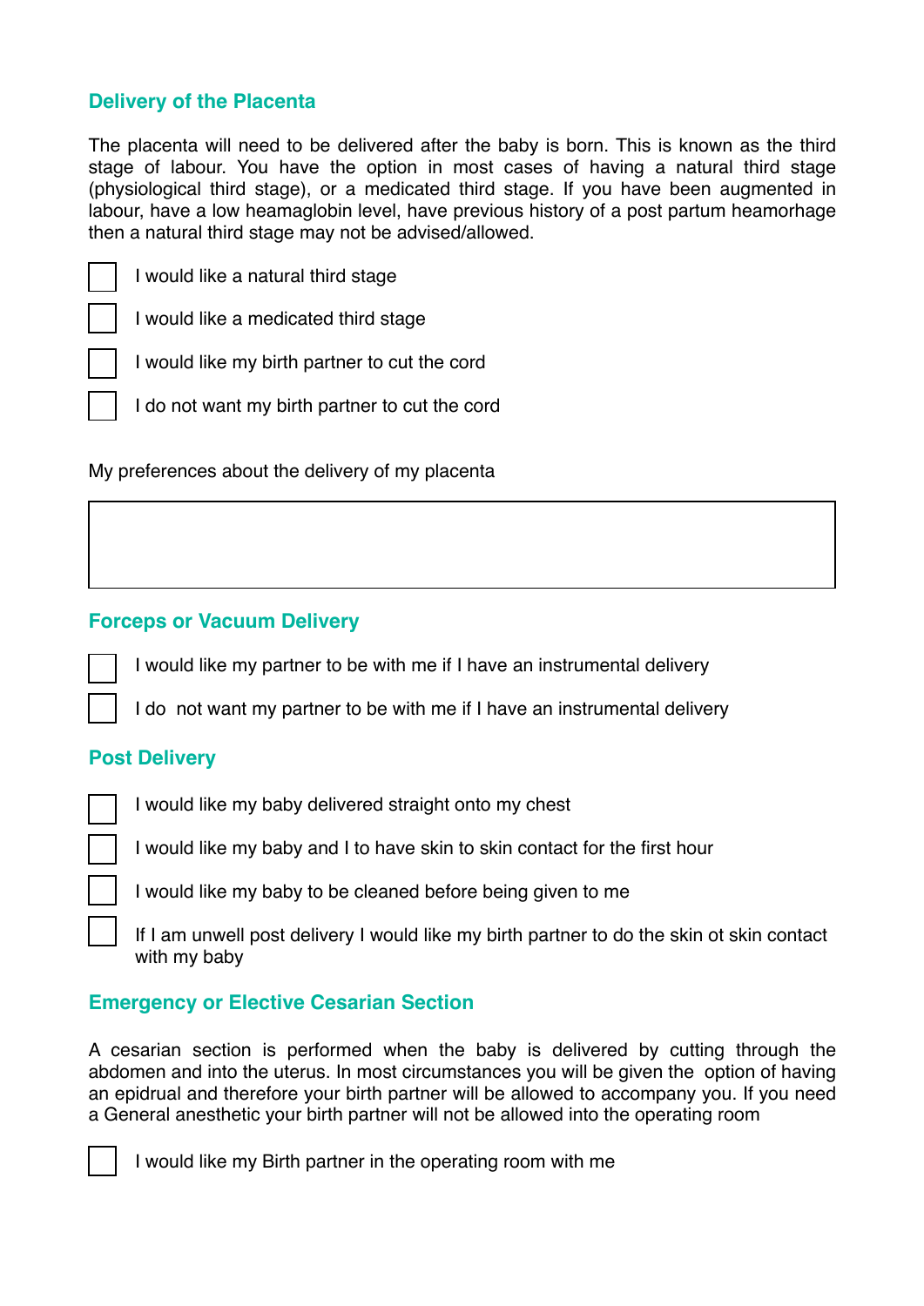## Delivery of the Placenta

The placenta will need to be delivered after the baby is born. This is known as the third stage of labour. You have the option in most cases of having a natural third stage (physiological third stage), or a medicated third stage. If you have been augmented in labour, have a low heamaglobin level, have previous history of a post partum heamorhage then a natural third stage may not be advised/allowed.

- [ ] I would like a natural third stage
- [ ] I would like a medicated third stage
- [ ] I would like my birth partner to cut the cord
- [ ] I do not want my birth partner to cut the cord

My preferences about the delivery of my placenta

|   |
|---|
|   |

## Forceps or Vacuum Delivery

- [ ] I would like my partner to be with me if I have an instrumental delivery
- [ ] I do not want my partner to be with me if I have an instrumental delivery

## Post Delivery

- [ ] I would like my baby delivered straight onto my chest
- [ ] I would like my baby and I to have skin to skin contact for the first hour
- [ ] I would like my baby to be cleaned before being given to me
- [ ] If I am unwell post delivery I would like my birth partner to do the skin ot skin contact with my baby

## Emergency or Elective Cesarian Section

A cesarian section is performed when the baby is delivered by cutting through the abdomen and into the uterus. In most circumstances you will be given the option of having an epidrual and therefore your birth partner will be allowed to accompany you. If you need a General anesthetic your birth partner will not be allowed into the operating room

- [ ] I would like my Birth partner in the operating room with me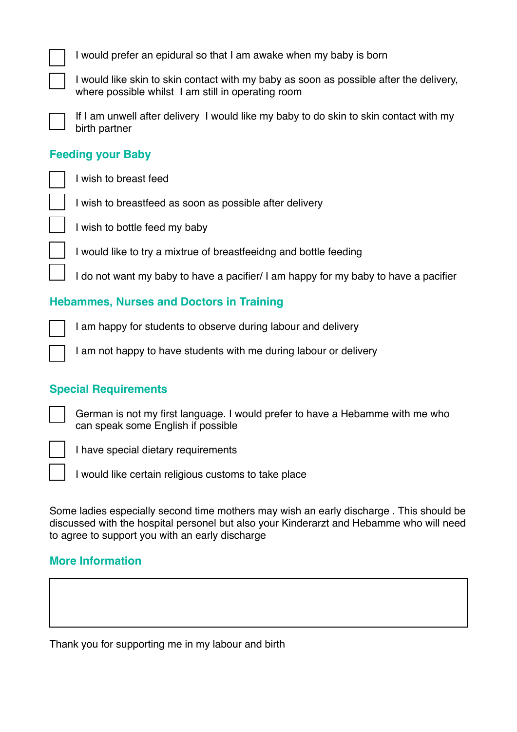- [ ] I would prefer an epidural so that I am awake when my baby is born
- [ ] I would like skin to skin contact with my baby as soon as possible after the delivery, where possible whilst  I am still in operating room
- [ ] If I am unwell after delivery  I would like my baby to do skin to skin contact with my birth partner

## Feeding your Baby

- [ ] I wish to breast feed
- [ ] I wish to breastfeed as soon as possible after delivery
- [ ] I wish to bottle feed my baby
- [ ] I would like to try a mixtrue of breastfeeidng and bottle feeding
- [ ] I do not want my baby to have a pacifier/ I am happy for my baby to have a pacifier

## Hebammes, Nurses and Doctors in Training

- [ ] I am happy for students to observe during labour and delivery
- [ ] I am not happy to have students with me during labour or delivery

## Special Requirements

- [ ] German is not my first language. I would prefer to have a Hebamme with me who can speak some English if possible
- [ ] I have special dietary requirements
- [ ] I would like certain religious customs to take place

Some ladies especially second time mothers may wish an early discharge . This should be discussed with the hospital personel but also your Kinderarzt and Hebamme who will need to agree to support you with an early discharge

## More Information

| |
|---|
| |

Thank you for supporting me in my labour and birth